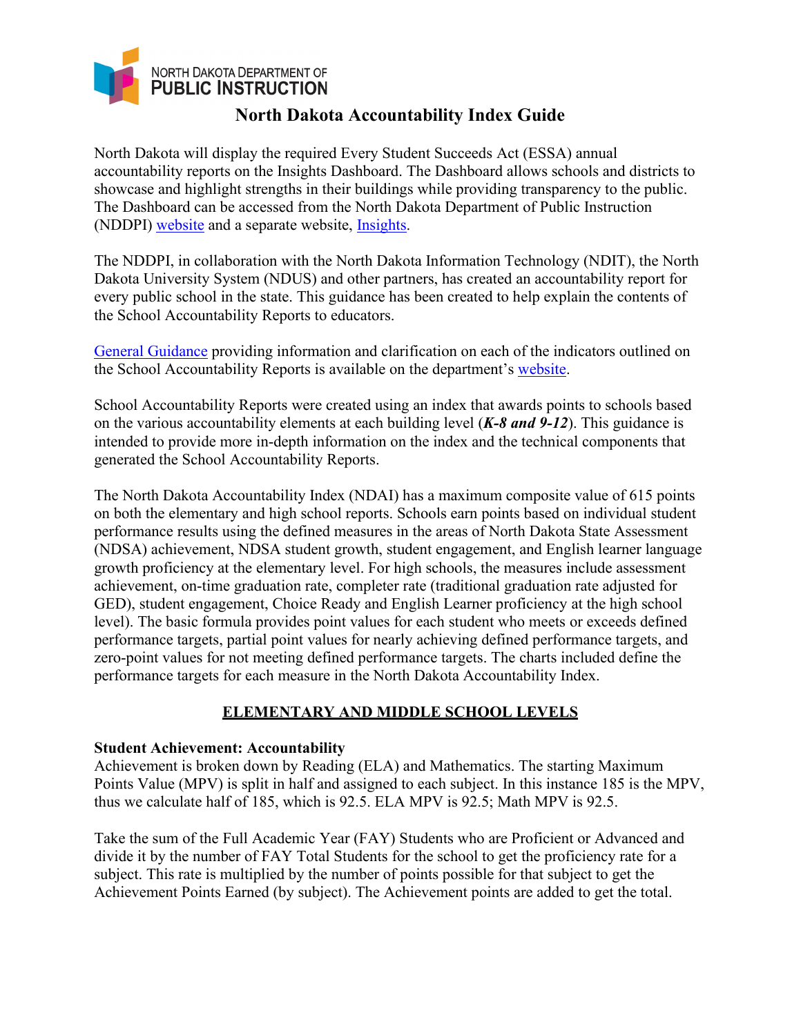NORTH DAKOTA DEPARTMENT OF
**PUBLIC INSTRUCTION**

# North Dakota Accountability Index Guide

North Dakota will display the required Every Student Succeeds Act (ESSA) annual accountability reports on the Insights Dashboard. The Dashboard allows schools and districts to showcase and highlight strengths in their buildings while providing transparency to the public. The Dashboard can be accessed from the North Dakota Department of Public Instruction (NDDPI) website and a separate website, Insights.

The NDDPI, in collaboration with the North Dakota Information Technology (NDIT), the North Dakota University System (NDUS) and other partners, has created an accountability report for every public school in the state. This guidance has been created to help explain the contents of the School Accountability Reports to educators.

General Guidance providing information and clarification on each of the indicators outlined on the School Accountability Reports is available on the department's website.

School Accountability Reports were created using an index that awards points to schools based on the various accountability elements at each building level (***K-8 and 9-12***). This guidance is intended to provide more in-depth information on the index and the technical components that generated the School Accountability Reports.

The North Dakota Accountability Index (NDAI) has a maximum composite value of 615 points on both the elementary and high school reports. Schools earn points based on individual student performance results using the defined measures in the areas of North Dakota State Assessment (NDSA) achievement, NDSA student growth, student engagement, and English learner language growth proficiency at the elementary level. For high schools, the measures include assessment achievement, on-time graduation rate, completer rate (traditional graduation rate adjusted for GED), student engagement, Choice Ready and English Learner proficiency at the high school level). The basic formula provides point values for each student who meets or exceeds defined performance targets, partial point values for nearly achieving defined performance targets, and zero-point values for not meeting defined performance targets. The charts included define the performance targets for each measure in the North Dakota Accountability Index.

## ELEMENTARY AND MIDDLE SCHOOL LEVELS

**Student Achievement: Accountability**
Achievement is broken down by Reading (ELA) and Mathematics. The starting Maximum Points Value (MPV) is split in half and assigned to each subject. In this instance 185 is the MPV, thus we calculate half of 185, which is 92.5. ELA MPV is 92.5; Math MPV is 92.5.

Take the sum of the Full Academic Year (FAY) Students who are Proficient or Advanced and divide it by the number of FAY Total Students for the school to get the proficiency rate for a subject. This rate is multiplied by the number of points possible for that subject to get the Achievement Points Earned (by subject). The Achievement points are added to get the total.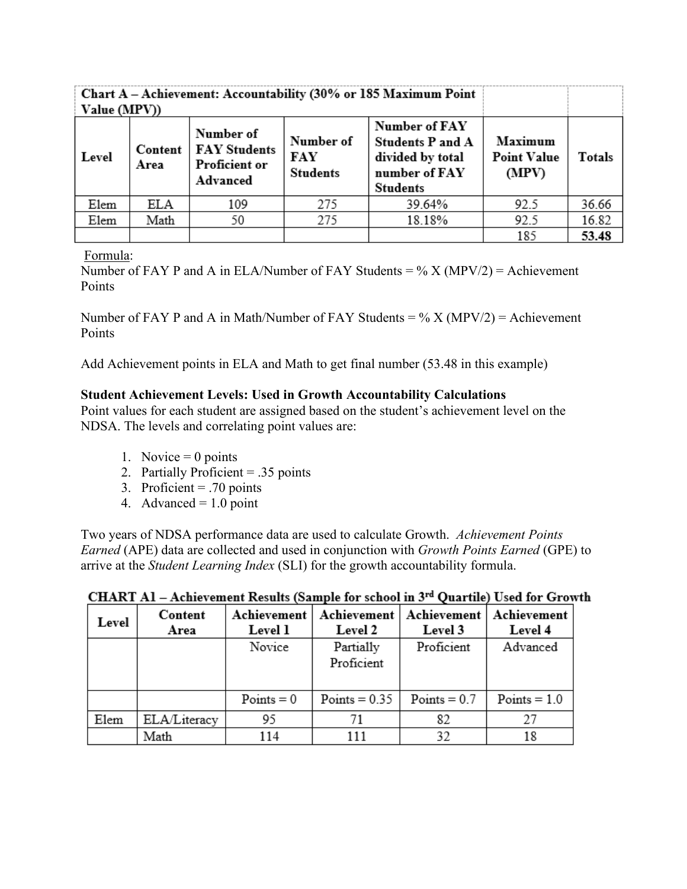| Chart A – Achievement: Accountability (30% or 185 Maximum Point Value (MPV)) | | | | | | |
|---|---|---|---|---|---|---|
| **Level** | **Content Area** | **Number of FAY Students Proficient or Advanced** | **Number of FAY Students** | **Number of FAY Students P and A divided by total number of FAY Students** | **Maximum Point Value (MPV)** | **Totals** |
| Elem | ELA | 109 | 275 | 39.64% | 92.5 | 36.66 |
| Elem | Math | 50 | 275 | 18.18% | 92.5 | 16.82 |
| | | | | | 185 | **53.48** |

Formula:

Number of FAY P and A in ELA/Number of FAY Students = % X (MPV/2) = Achievement Points

Number of FAY P and A in Math/Number of FAY Students = % X (MPV/2) = Achievement Points

Add Achievement points in ELA and Math to get final number (53.48 in this example)

**Student Achievement Levels: Used in Growth Accountability Calculations**

Point values for each student are assigned based on the student's achievement level on the NDSA. The levels and correlating point values are:

1. Novice = 0 points
2. Partially Proficient = .35 points
3. Proficient = .70 points
4. Advanced = 1.0 point

Two years of NDSA performance data are used to calculate Growth. *Achievement Points Earned* (APE) data are collected and used in conjunction with *Growth Points Earned* (GPE) to arrive at the *Student Learning Index* (SLI) for the growth accountability formula.

**CHART A1 – Achievement Results (Sample for school in 3rd Quartile) Used for Growth**

| Level | Content Area | Achievement Level 1 | Achievement Level 2 | Achievement Level 3 | Achievement Level 4 |
|---|---|---|---|---|---|
| | | Novice | Partially Proficient | Proficient | Advanced |
| | | Points = 0 | Points = 0.35 | Points = 0.7 | Points = 1.0 |
| Elem | ELA/Literacy | 95 | 71 | 82 | 27 |
| | Math | 114 | 111 | 32 | 18 |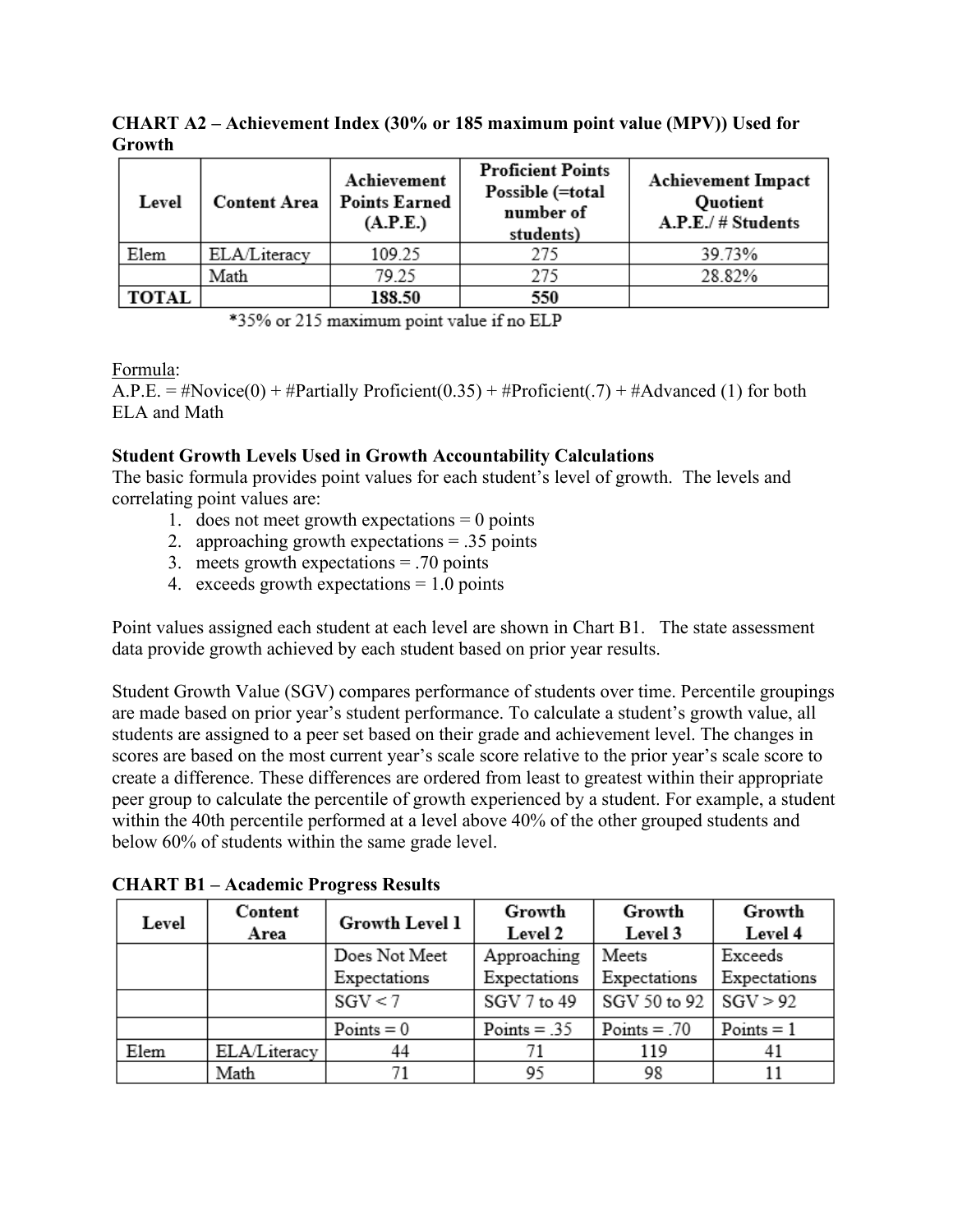**CHART A2 – Achievement Index (30% or 185 maximum point value (MPV)) Used for Growth**

| Level | Content Area | Achievement Points Earned (A.P.E.) | Proficient Points Possible (=total number of students) | Achievement Impact Quotient A.P.E./ # Students |
|---|---|---|---|---|
| Elem | ELA/Literacy | 109.25 | 275 | 39.73% |
| | Math | 79.25 | 275 | 28.82% |
| **TOTAL** | | **188.50** | **550** | |

*35% or 215 maximum point value if no ELP

Formula:
A.P.E. = #Novice(0) + #Partially Proficient(0.35) + #Proficient(.7) + #Advanced (1) for both ELA and Math

**Student Growth Levels Used in Growth Accountability Calculations**
The basic formula provides point values for each student's level of growth. The levels and correlating point values are:

1. does not meet growth expectations = 0 points
2. approaching growth expectations = .35 points
3. meets growth expectations = .70 points
4. exceeds growth expectations = 1.0 points

Point values assigned each student at each level are shown in Chart B1. The state assessment data provide growth achieved by each student based on prior year results.

Student Growth Value (SGV) compares performance of students over time. Percentile groupings are made based on prior year's student performance. To calculate a student's growth value, all students are assigned to a peer set based on their grade and achievement level. The changes in scores are based on the most current year's scale score relative to the prior year's scale score to create a difference. These differences are ordered from least to greatest within their appropriate peer group to calculate the percentile of growth experienced by a student. For example, a student within the 40th percentile performed at a level above 40% of the other grouped students and below 60% of students within the same grade level.

**CHART B1 – Academic Progress Results**

| Level | Content Area | Growth Level 1 | Growth Level 2 | Growth Level 3 | Growth Level 4 |
|---|---|---|---|---|---|
| | | Does Not Meet Expectations | Approaching Expectations | Meets Expectations | Exceeds Expectations |
| | | SGV < 7 | SGV 7 to 49 | SGV 50 to 92 | SGV > 92 |
| | | Points = 0 | Points = .35 | Points = .70 | Points = 1 |
| Elem | ELA/Literacy | 44 | 71 | 119 | 41 |
| | Math | 71 | 95 | 98 | 11 |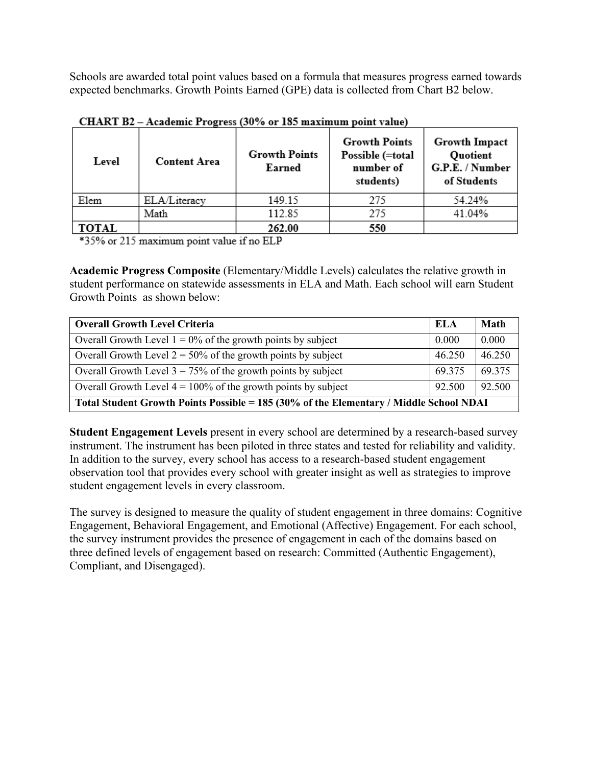Schools are awarded total point values based on a formula that measures progress earned towards expected benchmarks. Growth Points Earned (GPE) data is collected from Chart B2 below.

**CHART B2 – Academic Progress (30% or 185 maximum point value)**

| Level | Content Area | Growth Points Earned | Growth Points Possible (=total number of students) | Growth Impact Quotient G.P.E. / Number of Students |
|---|---|---|---|---|
| Elem | ELA/Literacy | 149.15 | 275 | 54.24% |
| | Math | 112.85 | 275 | 41.04% |
| **TOTAL** | | **262.00** | **550** | |

*35% or 215 maximum point value if no ELP

**Academic Progress Composite** (Elementary/Middle Levels) calculates the relative growth in student performance on statewide assessments in ELA and Math. Each school will earn Student Growth Points as shown below:

| Overall Growth Level Criteria | ELA | Math |
|---|---|---|
| Overall Growth Level 1 = 0% of the growth points by subject | 0.000 | 0.000 |
| Overall Growth Level 2 = 50% of the growth points by subject | 46.250 | 46.250 |
| Overall Growth Level 3 = 75% of the growth points by subject | 69.375 | 69.375 |
| Overall Growth Level 4 = 100% of the growth points by subject | 92.500 | 92.500 |
| **Total Student Growth Points Possible = 185 (30% of the Elementary / Middle School NDAI** | | |

**Student Engagement Levels** present in every school are determined by a research-based survey instrument. The instrument has been piloted in three states and tested for reliability and validity. In addition to the survey, every school has access to a research-based student engagement observation tool that provides every school with greater insight as well as strategies to improve student engagement levels in every classroom.

The survey is designed to measure the quality of student engagement in three domains: Cognitive Engagement, Behavioral Engagement, and Emotional (Affective) Engagement. For each school, the survey instrument provides the presence of engagement in each of the domains based on three defined levels of engagement based on research: Committed (Authentic Engagement), Compliant, and Disengaged).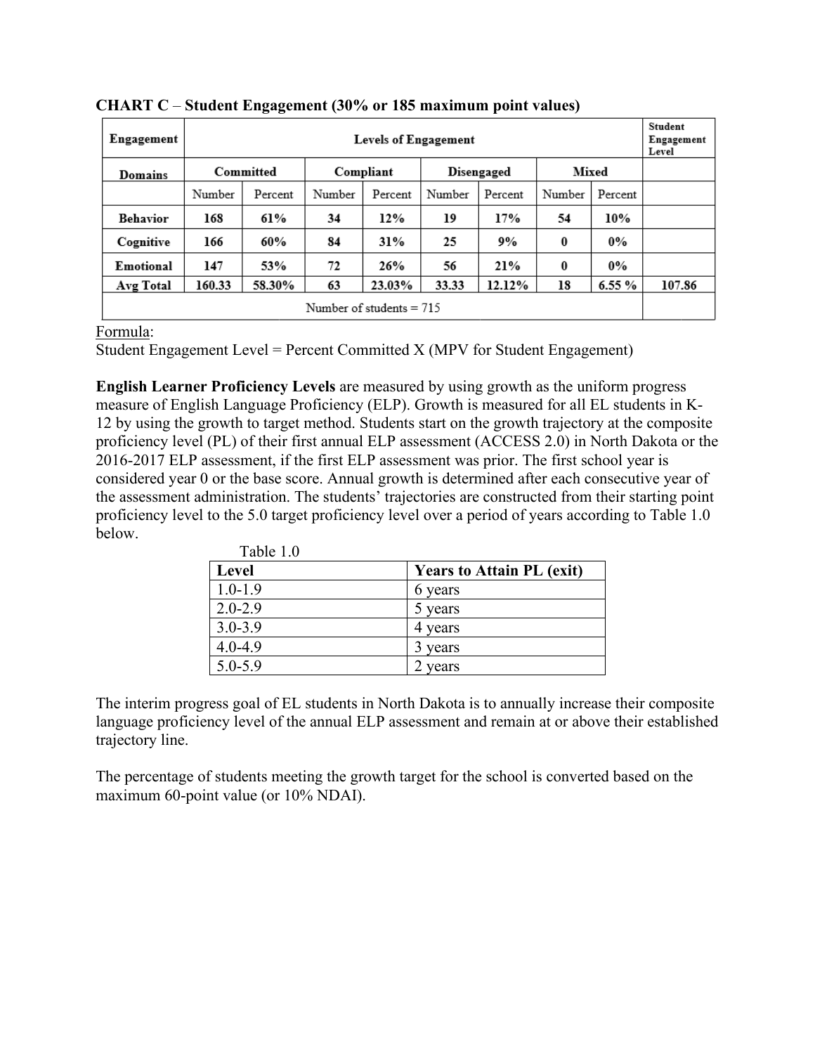**CHART C** – **Student Engagement (30% or 185 maximum point values)**

| Engagement | Levels of Engagement | | | | | | | | Student Engagement Level |
|---|---|---|---|---|---|---|---|---|---|
| Domains | Committed | | Compliant | | Disengaged | | Mixed | | |
| | Number | Percent | Number | Percent | Number | Percent | Number | Percent | |
| **Behavior** | **168** | **61%** | **34** | **12%** | **19** | **17%** | **54** | **10%** | |
| **Cognitive** | **166** | **60%** | **84** | **31%** | **25** | **9%** | **0** | **0%** | |
| **Emotional** | **147** | **53%** | **72** | **26%** | **56** | **21%** | **0** | **0%** | |
| **Avg Total** | **160.33** | **58.30%** | **63** | **23.03%** | **33.33** | **12.12%** | **18** | **6.55 %** | **107.86** |
| Number of students = 715 | | | | | | | | | |

Formula:
Student Engagement Level = Percent Committed X (MPV for Student Engagement)

**English Learner Proficiency Levels** are measured by using growth as the uniform progress measure of English Language Proficiency (ELP). Growth is measured for all EL students in K-12 by using the growth to target method. Students start on the growth trajectory at the composite proficiency level (PL) of their first annual ELP assessment (ACCESS 2.0) in North Dakota or the 2016-2017 ELP assessment, if the first ELP assessment was prior. The first school year is considered year 0 or the base score. Annual growth is determined after each consecutive year of the assessment administration. The students' trajectories are constructed from their starting point proficiency level to the 5.0 target proficiency level over a period of years according to Table 1.0 below.

Table 1.0

| Level | Years to Attain PL (exit) |
|---|---|
| 1.0-1.9 | 6 years |
| 2.0-2.9 | 5 years |
| 3.0-3.9 | 4 years |
| 4.0-4.9 | 3 years |
| 5.0-5.9 | 2 years |

The interim progress goal of EL students in North Dakota is to annually increase their composite language proficiency level of the annual ELP assessment and remain at or above their established trajectory line.

The percentage of students meeting the growth target for the school is converted based on the maximum 60-point value (or 10% NDAI).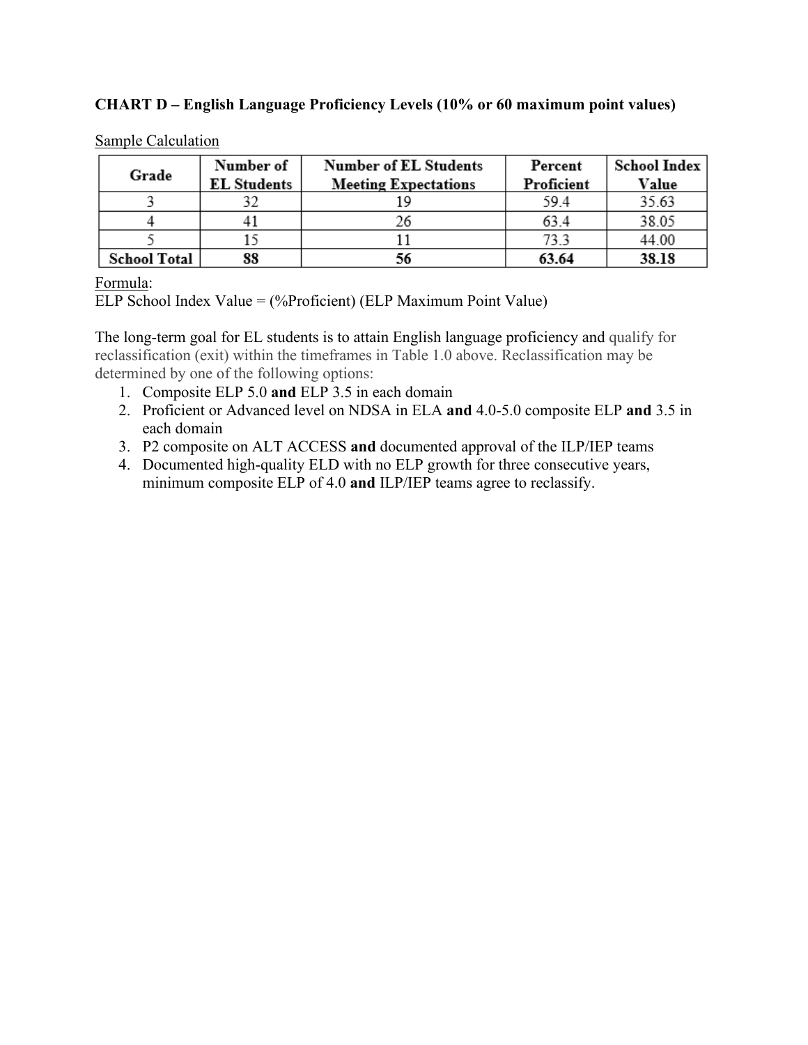**CHART D – English Language Proficiency Levels (10% or 60 maximum point values)**

Sample Calculation

| Grade | Number of EL Students | Number of EL Students Meeting Expectations | Percent Proficient | School Index Value |
|---|---|---|---|---|
| 3 | 32 | 19 | 59.4 | 35.63 |
| 4 | 41 | 26 | 63.4 | 38.05 |
| 5 | 15 | 11 | 73.3 | 44.00 |
| **School Total** | **88** | **56** | **63.64** | **38.18** |

Formula:
ELP School Index Value = (%Proficient) (ELP Maximum Point Value)

The long-term goal for EL students is to attain English language proficiency and qualify for reclassification (exit) within the timeframes in Table 1.0 above. Reclassification may be determined by one of the following options:

1. Composite ELP 5.0 **and** ELP 3.5 in each domain
2. Proficient or Advanced level on NDSA in ELA **and** 4.0-5.0 composite ELP **and** 3.5 in each domain
3. P2 composite on ALT ACCESS **and** documented approval of the ILP/IEP teams
4. Documented high-quality ELD with no ELP growth for three consecutive years, minimum composite ELP of 4.0 **and** ILP/IEP teams agree to reclassify.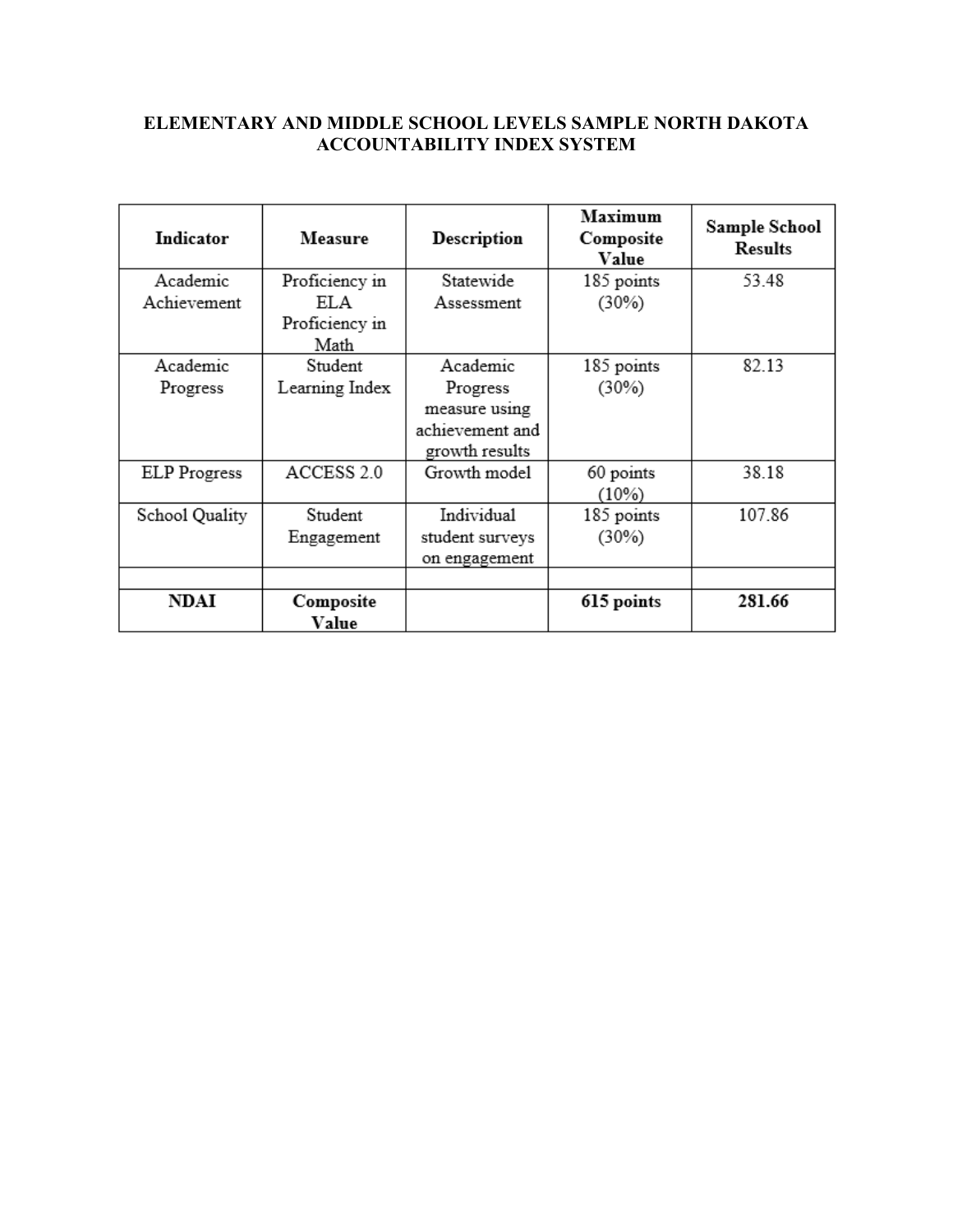# ELEMENTARY AND MIDDLE SCHOOL LEVELS SAMPLE NORTH DAKOTA ACCOUNTABILITY INDEX SYSTEM

| Indicator | Measure | Description | Maximum Composite Value | Sample School Results |
|---|---|---|---|---|
| Academic Achievement | Proficiency in ELA Proficiency in Math | Statewide Assessment | 185 points (30%) | 53.48 |
| Academic Progress | Student Learning Index | Academic Progress measure using achievement and growth results | 185 points (30%) | 82.13 |
| ELP Progress | ACCESS 2.0 | Growth model | 60 points (10%) | 38.18 |
| School Quality | Student Engagement | Individual student surveys on engagement | 185 points (30%) | 107.86 |
| | | | | |
| **NDAI** | **Composite Value** | | **615 points** | **281.66** |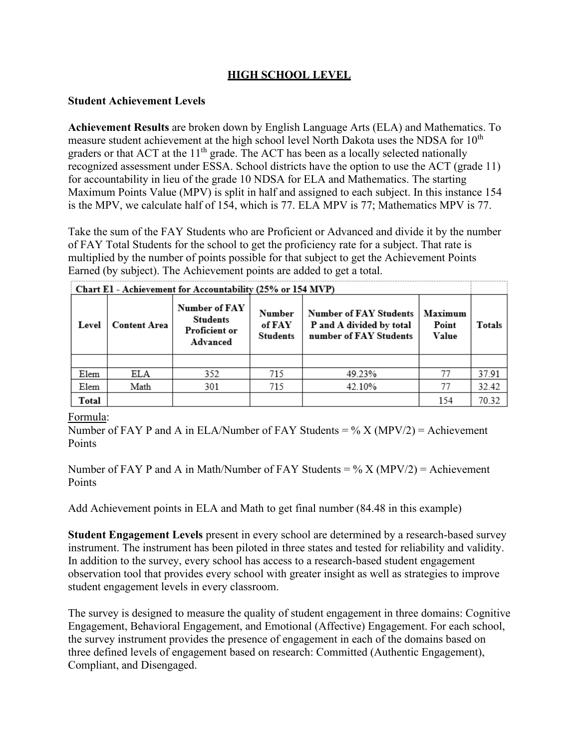## HIGH SCHOOL LEVEL

**Student Achievement Levels**

**Achievement Results** are broken down by English Language Arts (ELA) and Mathematics. To measure student achievement at the high school level North Dakota uses the NDSA for $10^{th}$ graders or that ACT at the $11^{th}$ grade. The ACT has been as a locally selected nationally recognized assessment under ESSA. School districts have the option to use the ACT (grade 11) for accountability in lieu of the grade 10 NDSA for ELA and Mathematics. The starting Maximum Points Value (MPV) is split in half and assigned to each subject. In this instance 154 is the MPV, we calculate half of 154, which is 77. ELA MPV is 77; Mathematics MPV is 77.

Take the sum of the FAY Students who are Proficient or Advanced and divide it by the number of FAY Total Students for the school to get the proficiency rate for a subject. That rate is multiplied by the number of points possible for that subject to get the Achievement Points Earned (by subject). The Achievement points are added to get a total.

**Chart E1 - Achievement for Accountability (25% or 154 MVP)**

| Level | Content Area | Number of FAY Students Proficient or Advanced | Number of FAY Students | Number of FAY Students P and A divided by total number of FAY Students | Maximum Point Value | Totals |
|---|---|---|---|---|---|---|
| | | | | | | |
| Elem | ELA | 352 | 715 | 49.23% | 77 | 37.91 |
| Elem | Math | 301 | 715 | 42.10% | 77 | 32.42 |
| **Total** | | | | | 154 | 70.32 |

Formula:
Number of FAY P and A in ELA/Number of FAY Students = % X (MPV/2) = Achievement Points

Number of FAY P and A in Math/Number of FAY Students = % X (MPV/2) = Achievement Points

Add Achievement points in ELA and Math to get final number (84.48 in this example)

**Student Engagement Levels** present in every school are determined by a research-based survey instrument. The instrument has been piloted in three states and tested for reliability and validity. In addition to the survey, every school has access to a research-based student engagement observation tool that provides every school with greater insight as well as strategies to improve student engagement levels in every classroom.

The survey is designed to measure the quality of student engagement in three domains: Cognitive Engagement, Behavioral Engagement, and Emotional (Affective) Engagement. For each school, the survey instrument provides the presence of engagement in each of the domains based on three defined levels of engagement based on research: Committed (Authentic Engagement), Compliant, and Disengaged.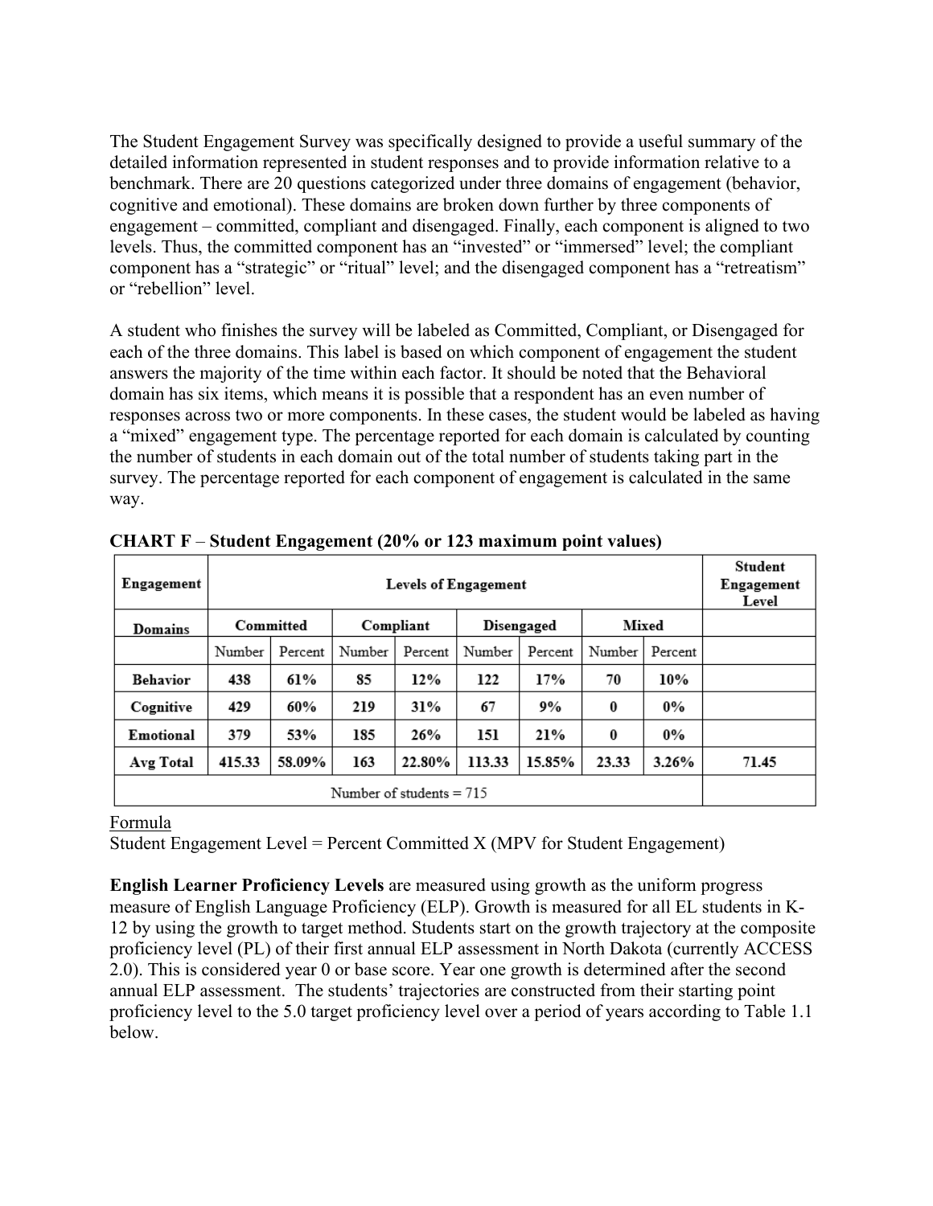The Student Engagement Survey was specifically designed to provide a useful summary of the detailed information represented in student responses and to provide information relative to a benchmark. There are 20 questions categorized under three domains of engagement (behavior, cognitive and emotional). These domains are broken down further by three components of engagement – committed, compliant and disengaged. Finally, each component is aligned to two levels. Thus, the committed component has an "invested" or "immersed" level; the compliant component has a "strategic" or "ritual" level; and the disengaged component has a "retreatism" or "rebellion" level.

A student who finishes the survey will be labeled as Committed, Compliant, or Disengaged for each of the three domains. This label is based on which component of engagement the student answers the majority of the time within each factor. It should be noted that the Behavioral domain has six items, which means it is possible that a respondent has an even number of responses across two or more components. In these cases, the student would be labeled as having a "mixed" engagement type. The percentage reported for each domain is calculated by counting the number of students in each domain out of the total number of students taking part in the survey. The percentage reported for each component of engagement is calculated in the same way.

**CHART F** – **Student Engagement (20% or 123 maximum point values)**

| **Engagement** | **Levels of Engagement** | | | | | | | | **Student Engagement Level** |
|---|---|---|---|---|---|---|---|---|---|
| **Domains** | **Committed** | | **Compliant** | | **Disengaged** | | **Mixed** | | |
| | Number | Percent | Number | Percent | Number | Percent | Number | Percent | |
| **Behavior** | **438** | **61%** | **85** | **12%** | **122** | **17%** | **70** | **10%** | |
| **Cognitive** | **429** | **60%** | **219** | **31%** | **67** | **9%** | **0** | **0%** | |
| **Emotional** | **379** | **53%** | **185** | **26%** | **151** | **21%** | **0** | **0%** | |
| **Avg Total** | **415.33** | **58.09%** | **163** | **22.80%** | **113.33** | **15.85%** | **23.33** | **3.26%** | **71.45** |
| Number of students = 715 | | | | | | | | | |

Formula

Student Engagement Level = Percent Committed X (MPV for Student Engagement)

**English Learner Proficiency Levels** are measured using growth as the uniform progress measure of English Language Proficiency (ELP). Growth is measured for all EL students in K-12 by using the growth to target method. Students start on the growth trajectory at the composite proficiency level (PL) of their first annual ELP assessment in North Dakota (currently ACCESS 2.0). This is considered year 0 or base score. Year one growth is determined after the second annual ELP assessment. The students' trajectories are constructed from their starting point proficiency level to the 5.0 target proficiency level over a period of years according to Table 1.1 below.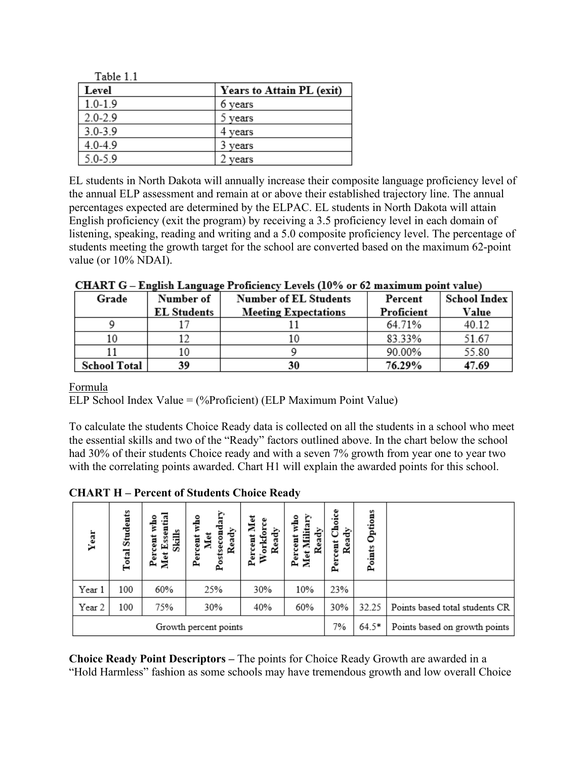Table 1.1

| Level | Years to Attain PL (exit) |
|---|---|
| 1.0-1.9 | 6 years |
| 2.0-2.9 | 5 years |
| 3.0-3.9 | 4 years |
| 4.0-4.9 | 3 years |
| 5.0-5.9 | 2 years |

EL students in North Dakota will annually increase their composite language proficiency level of the annual ELP assessment and remain at or above their established trajectory line. The annual percentages expected are determined by the ELPAC. EL students in North Dakota will attain English proficiency (exit the program) by receiving a 3.5 proficiency level in each domain of listening, speaking, reading and writing and a 5.0 composite proficiency level. The percentage of students meeting the growth target for the school are converted based on the maximum 62-point value (or 10% NDAI).

**CHART G – English Language Proficiency Levels (10% or 62 maximum point value)**

| Grade | Number of EL Students | Number of EL Students Meeting Expectations | Percent Proficient | School Index Value |
|---|---|---|---|---|
| 9 | 17 | 11 | 64.71% | 40.12 |
| 10 | 12 | 10 | 83.33% | 51.67 |
| 11 | 10 | 9 | 90.00% | 55.80 |
| **School Total** | **39** | **30** | **76.29%** | **47.69** |

<u>Formula</u>
ELP School Index Value = (%Proficient) (ELP Maximum Point Value)

To calculate the students Choice Ready data is collected on all the students in a school who meet the essential skills and two of the "Ready" factors outlined above. In the chart below the school had 30% of their students Choice ready and with a seven 7% growth from year one to year two with the correlating points awarded. Chart H1 will explain the awarded points for this school.

**CHART H – Percent of Students Choice Ready**

| Year | Total Students | Percent who Met Essential Skills | Percent who Met Postsecondary Ready | Percent Met Workforce Ready | Percent who Met Military Ready | Percent Choice Ready | Points Options | |
|---|---|---|---|---|---|---|---|---|
| Year 1 | 100 | 60% | 25% | 30% | 10% | 23% | | |
| Year 2 | 100 | 75% | 30% | 40% | 60% | 30% | 32.25 | Points based total students CR |
| Growth percent points | | | | | | 7% | 64.5* | Points based on growth points |

**Choice Ready Point Descriptors –** The points for Choice Ready Growth are awarded in a "Hold Harmless" fashion as some schools may have tremendous growth and low overall Choice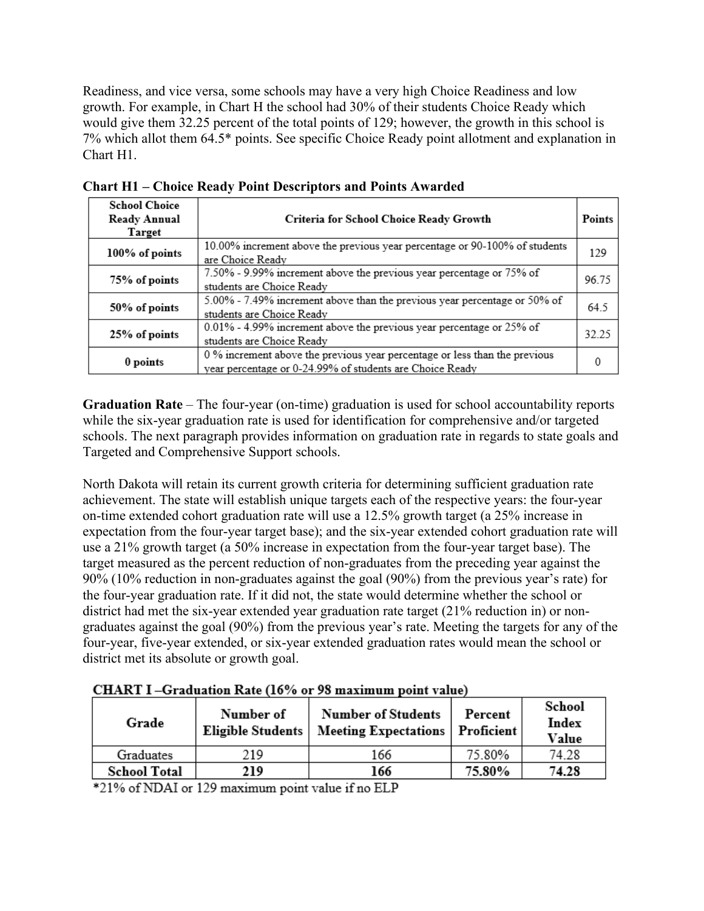Readiness, and vice versa, some schools may have a very high Choice Readiness and low growth. For example, in Chart H the school had 30% of their students Choice Ready which would give them 32.25 percent of the total points of 129; however, the growth in this school is 7% which allot them 64.5* points. See specific Choice Ready point allotment and explanation in Chart H1.

**Chart H1 – Choice Ready Point Descriptors and Points Awarded**

| School Choice Ready Annual Target | Criteria for School Choice Ready Growth | Points |
|---|---|---|
| 100% of points | 10.00% increment above the previous year percentage or 90-100% of students are Choice Ready | 129 |
| 75% of points | 7.50% - 9.99% increment above the previous year percentage or 75% of students are Choice Ready | 96.75 |
| 50% of points | 5.00% - 7.49% increment above than the previous year percentage or 50% of students are Choice Ready | 64.5 |
| 25% of points | 0.01% - 4.99% increment above the previous year percentage or 25% of students are Choice Ready | 32.25 |
| 0 points | 0 % increment above the previous year percentage or less than the previous year percentage or 0-24.99% of students are Choice Ready | 0 |

**Graduation Rate** – The four-year (on-time) graduation is used for school accountability reports while the six-year graduation rate is used for identification for comprehensive and/or targeted schools. The next paragraph provides information on graduation rate in regards to state goals and Targeted and Comprehensive Support schools.

North Dakota will retain its current growth criteria for determining sufficient graduation rate achievement. The state will establish unique targets each of the respective years: the four-year on-time extended cohort graduation rate will use a 12.5% growth target (a 25% increase in expectation from the four-year target base); and the six-year extended cohort graduation rate will use a 21% growth target (a 50% increase in expectation from the four-year target base). The target measured as the percent reduction of non-graduates from the preceding year against the 90% (10% reduction in non-graduates against the goal (90%) from the previous year's rate) for the four-year graduation rate. If it did not, the state would determine whether the school or district had met the six-year extended year graduation rate target (21% reduction in) or non-graduates against the goal (90%) from the previous year's rate. Meeting the targets for any of the four-year, five-year extended, or six-year extended graduation rates would mean the school or district met its absolute or growth goal.

**CHART I –Graduation Rate (16% or 98 maximum point value)**

| Grade | Number of Eligible Students | Number of Students Meeting Expectations | Percent Proficient | School Index Value |
|---|---|---|---|---|
| Graduates | 219 | 166 | 75.80% | 74.28 |
| **School Total** | **219** | **166** | **75.80%** | **74.28** |

*21% of NDAI or 129 maximum point value if no ELP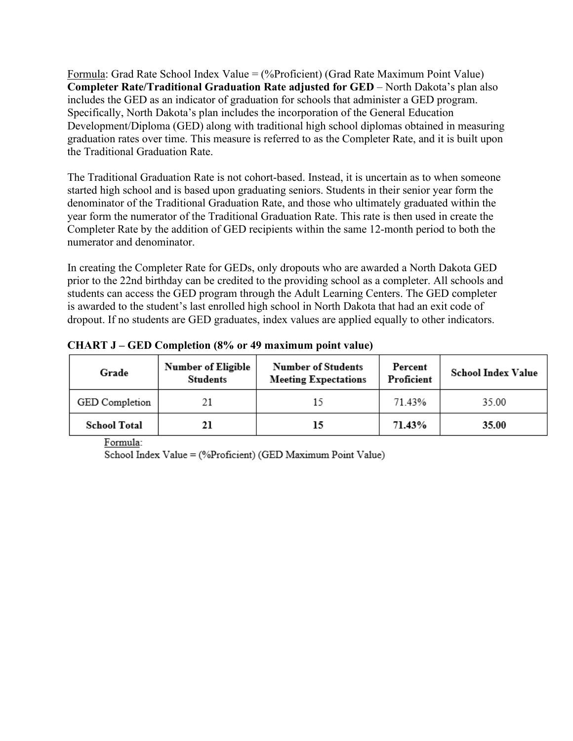Formula: Grad Rate School Index Value = (%Proficient) (Grad Rate Maximum Point Value)

**Completer Rate/Traditional Graduation Rate adjusted for GED** – North Dakota's plan also includes the GED as an indicator of graduation for schools that administer a GED program. Specifically, North Dakota's plan includes the incorporation of the General Education Development/Diploma (GED) along with traditional high school diplomas obtained in measuring graduation rates over time. This measure is referred to as the Completer Rate, and it is built upon the Traditional Graduation Rate.

The Traditional Graduation Rate is not cohort-based. Instead, it is uncertain as to when someone started high school and is based upon graduating seniors. Students in their senior year form the denominator of the Traditional Graduation Rate, and those who ultimately graduated within the year form the numerator of the Traditional Graduation Rate. This rate is then used in create the Completer Rate by the addition of GED recipients within the same 12-month period to both the numerator and denominator.

In creating the Completer Rate for GEDs, only dropouts who are awarded a North Dakota GED prior to the 22nd birthday can be credited to the providing school as a completer. All schools and students can access the GED program through the Adult Learning Centers. The GED completer is awarded to the student's last enrolled high school in North Dakota that had an exit code of dropout. If no students are GED graduates, index values are applied equally to other indicators.

**CHART J – GED Completion (8% or 49 maximum point value)**

| Grade | Number of Eligible Students | Number of Students Meeting Expectations | Percent Proficient | School Index Value |
|---|---|---|---|---|
| GED Completion | 21 | 15 | 71.43% | 35.00 |
| **School Total** | **21** | **15** | **71.43%** | **35.00** |

Formula:
School Index Value = (%Proficient) (GED Maximum Point Value)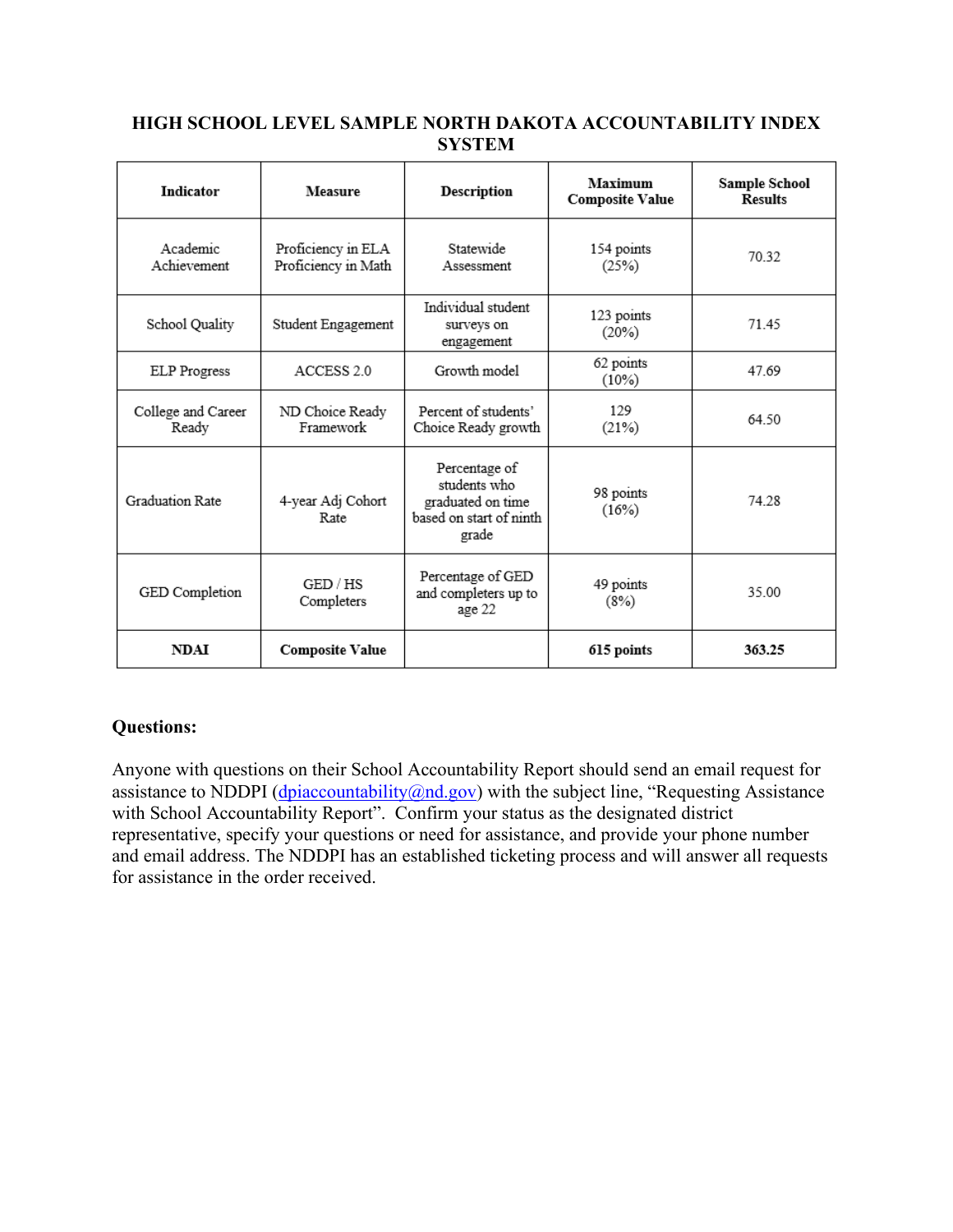## HIGH SCHOOL LEVEL SAMPLE NORTH DAKOTA ACCOUNTABILITY INDEX SYSTEM

| Indicator | Measure | Description | Maximum Composite Value | Sample School Results |
|---|---|---|---|---|
| Academic Achievement | Proficiency in ELA Proficiency in Math | Statewide Assessment | 154 points (25%) | 70.32 |
| School Quality | Student Engagement | Individual student surveys on engagement | 123 points (20%) | 71.45 |
| ELP Progress | ACCESS 2.0 | Growth model | 62 points (10%) | 47.69 |
| College and Career Ready | ND Choice Ready Framework | Percent of students' Choice Ready growth | 129 (21%) | 64.50 |
| Graduation Rate | 4-year Adj Cohort Rate | Percentage of students who graduated on time based on start of ninth grade | 98 points (16%) | 74.28 |
| GED Completion | GED / HS Completers | Percentage of GED and completers up to age 22 | 49 points (8%) | 35.00 |
| **NDAI** | **Composite Value** | | **615 points** | **363.25** |

**Questions:**

Anyone with questions on their School Accountability Report should send an email request for assistance to NDDPI (dpiaccountability@nd.gov) with the subject line, "Requesting Assistance with School Accountability Report". Confirm your status as the designated district representative, specify your questions or need for assistance, and provide your phone number and email address. The NDDPI has an established ticketing process and will answer all requests for assistance in the order received.